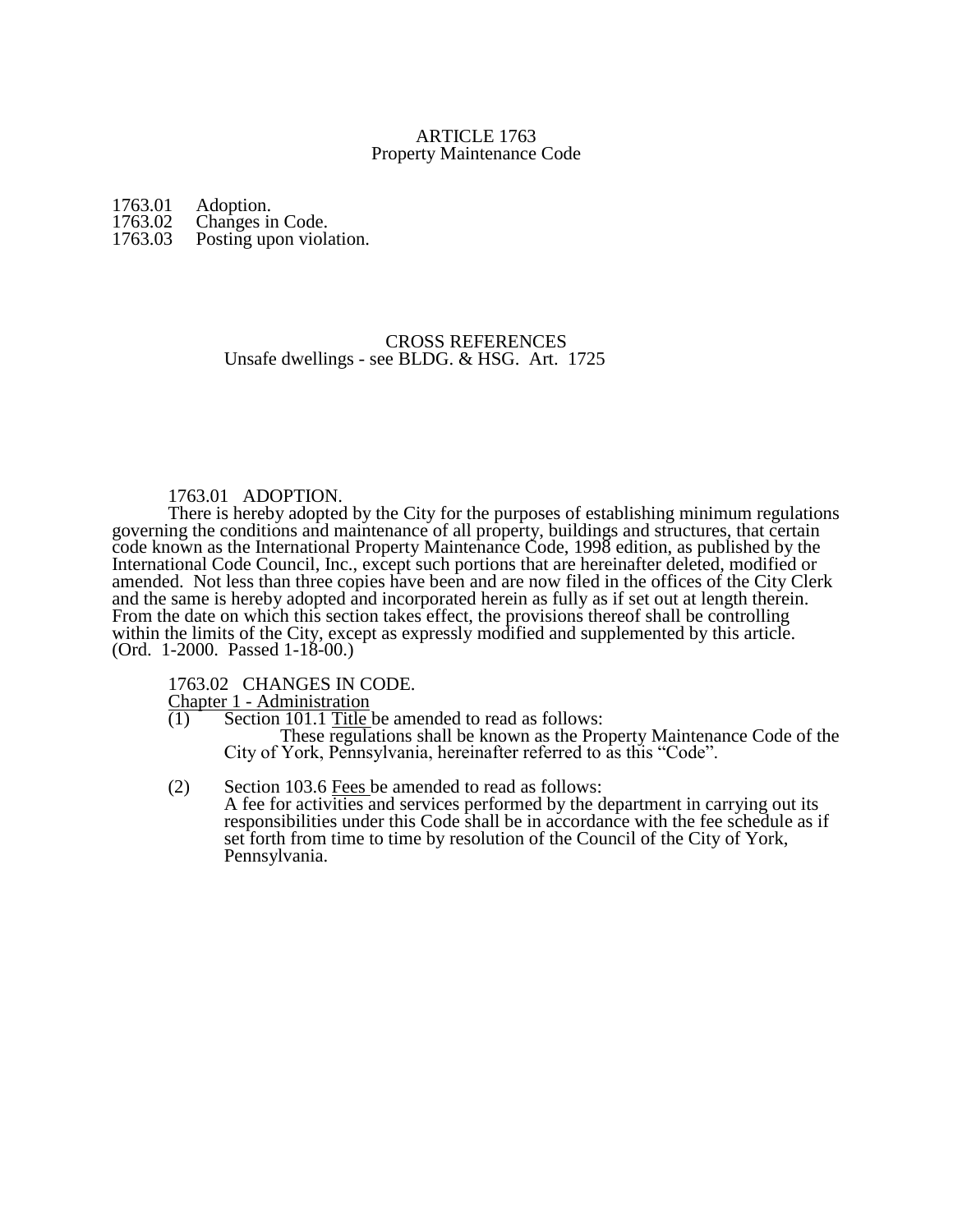# ARTICLE 1763
## Property Maintenance Code

1763.01 Adoption.
1763.02 Changes in Code.
1763.03 Posting upon violation.

CROSS REFERENCES
Unsafe dwellings - see BLDG. & HSG. Art. 1725

### 1763.01 ADOPTION.

There is hereby adopted by the City for the purposes of establishing minimum regulations governing the conditions and maintenance of all property, buildings and structures, that certain code known as the International Property Maintenance Code, 1998 edition, as published by the International Code Council, Inc., except such portions that are hereinafter deleted, modified or amended. Not less than three copies have been and are now filed in the offices of the City Clerk and the same is hereby adopted and incorporated herein as fully as if set out at length therein. From the date on which this section takes effect, the provisions thereof shall be controlling within the limits of the City, except as expressly modified and supplemented by this article. (Ord. 1-2000. Passed 1-18-00.)

### 1763.02 CHANGES IN CODE.

Chapter 1 - Administration

(1) Section 101.1 Title be amended to read as follows:
These regulations shall be known as the Property Maintenance Code of the City of York, Pennsylvania, hereinafter referred to as this "Code".

(2) Section 103.6 Fees be amended to read as follows:
A fee for activities and services performed by the department in carrying out its responsibilities under this Code shall be in accordance with the fee schedule as if set forth from time to time by resolution of the Council of the City of York, Pennsylvania.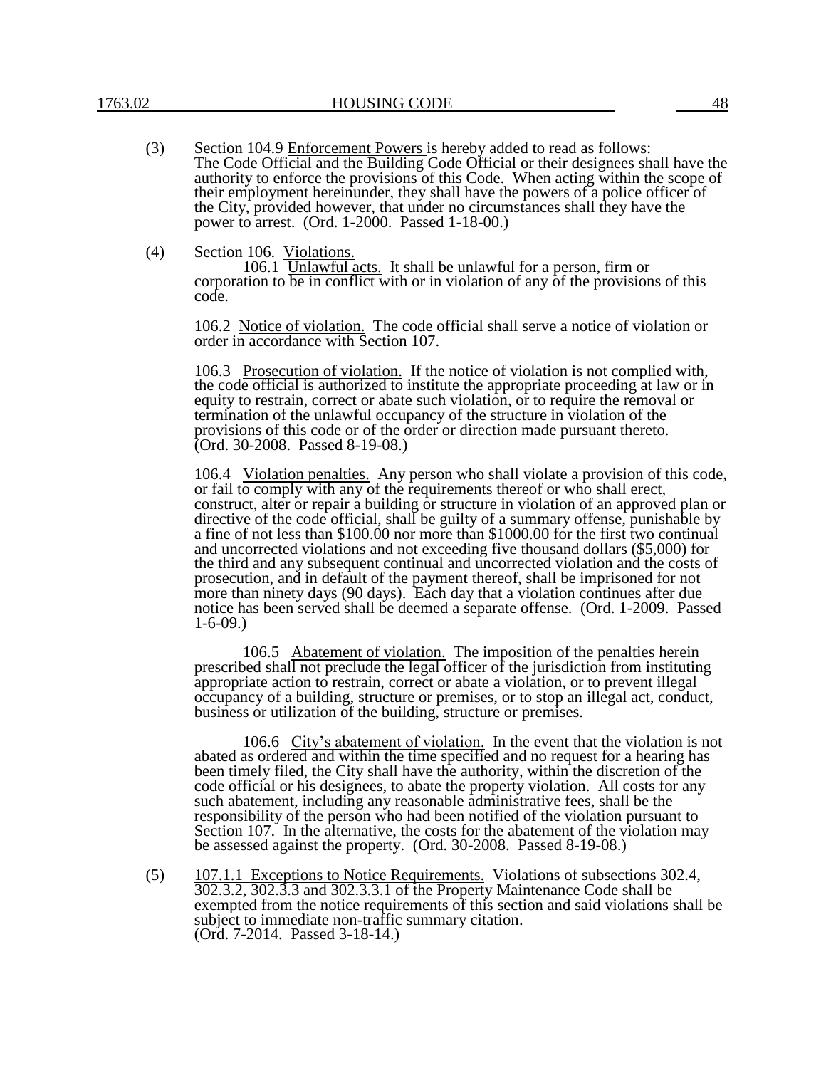(3) Section 104.9 Enforcement Powers is hereby added to read as follows: The Code Official and the Building Code Official or their designees shall have the authority to enforce the provisions of this Code. When acting within the scope of their employment hereinunder, they shall have the powers of a police officer of the City, provided however, that under no circumstances shall they have the power to arrest. (Ord. 1-2000. Passed 1-18-00.)

(4) Section 106. Violations.

106.1 Unlawful acts. It shall be unlawful for a person, firm or corporation to be in conflict with or in violation of any of the provisions of this code.

106.2 Notice of violation. The code official shall serve a notice of violation or order in accordance with Section 107.

106.3 Prosecution of violation. If the notice of violation is not complied with, the code official is authorized to institute the appropriate proceeding at law or in equity to restrain, correct or abate such violation, or to require the removal or termination of the unlawful occupancy of the structure in violation of the provisions of this code or of the order or direction made pursuant thereto. (Ord. 30-2008. Passed 8-19-08.)

106.4 Violation penalties. Any person who shall violate a provision of this code, or fail to comply with any of the requirements thereof or who shall erect, construct, alter or repair a building or structure in violation of an approved plan or directive of the code official, shall be guilty of a summary offense, punishable by a fine of not less than $100.00 nor more than $1000.00 for the first two continual and uncorrected violations and not exceeding five thousand dollars ($5,000) for the third and any subsequent continual and uncorrected violation and the costs of prosecution, and in default of the payment thereof, shall be imprisoned for not more than ninety days (90 days). Each day that a violation continues after due notice has been served shall be deemed a separate offense. (Ord. 1-2009. Passed 1-6-09.)

106.5 Abatement of violation. The imposition of the penalties herein prescribed shall not preclude the legal officer of the jurisdiction from instituting appropriate action to restrain, correct or abate a violation, or to prevent illegal occupancy of a building, structure or premises, or to stop an illegal act, conduct, business or utilization of the building, structure or premises.

106.6 City's abatement of violation. In the event that the violation is not abated as ordered and within the time specified and no request for a hearing has been timely filed, the City shall have the authority, within the discretion of the code official or his designees, to abate the property violation. All costs for any such abatement, including any reasonable administrative fees, shall be the responsibility of the person who had been notified of the violation pursuant to Section 107. In the alternative, the costs for the abatement of the violation may be assessed against the property. (Ord. 30-2008. Passed 8-19-08.)

(5) 107.1.1 Exceptions to Notice Requirements. Violations of subsections 302.4, 302.3.2, 302.3.3 and 302.3.3.1 of the Property Maintenance Code shall be exempted from the notice requirements of this section and said violations shall be subject to immediate non-traffic summary citation. (Ord. 7-2014. Passed 3-18-14.)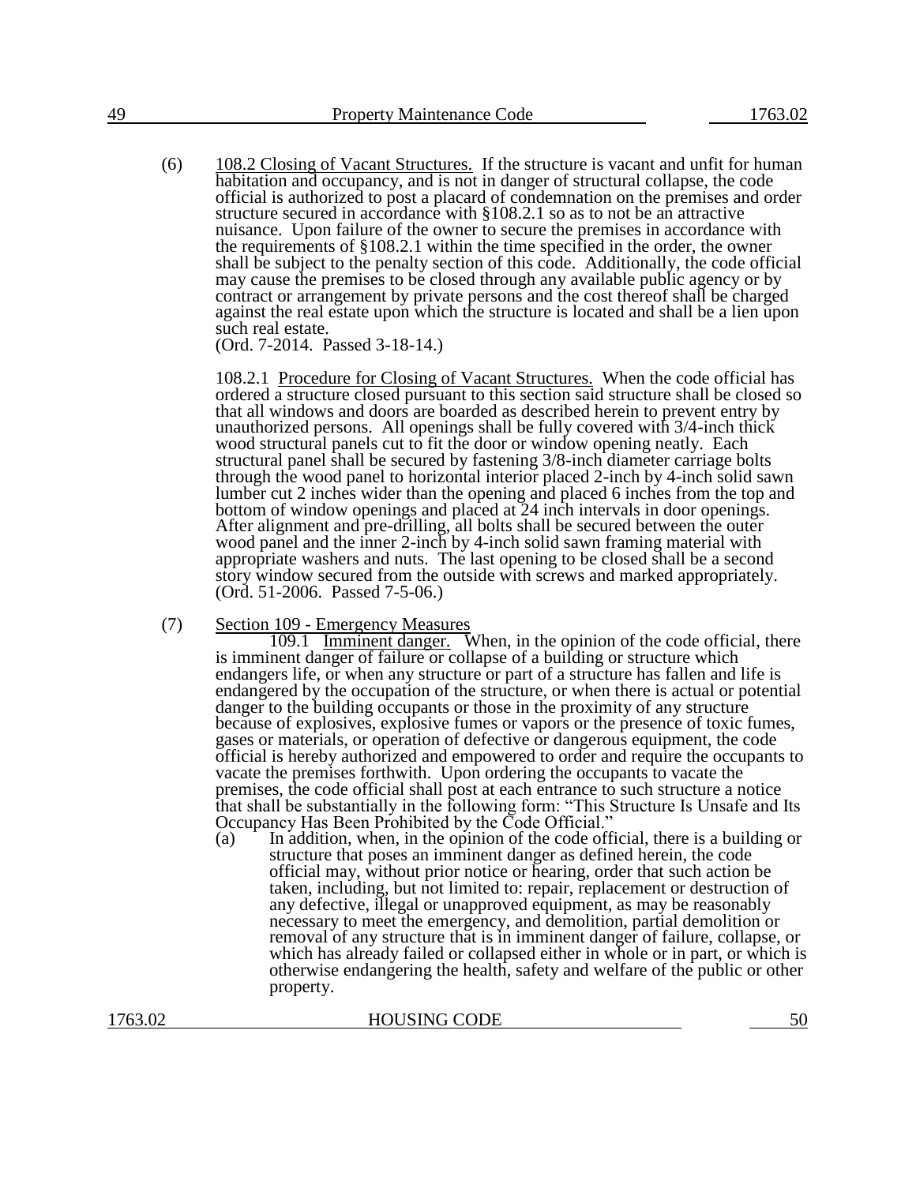(6) 108.2 Closing of Vacant Structures. If the structure is vacant and unfit for human habitation and occupancy, and is not in danger of structural collapse, the code official is authorized to post a placard of condemnation on the premises and order structure secured in accordance with §108.2.1 so as to not be an attractive nuisance. Upon failure of the owner to secure the premises in accordance with the requirements of §108.2.1 within the time specified in the order, the owner shall be subject to the penalty section of this code. Additionally, the code official may cause the premises to be closed through any available public agency or by contract or arrangement by private persons and the cost thereof shall be charged against the real estate upon which the structure is located and shall be a lien upon such real estate.
(Ord. 7-2014. Passed 3-18-14.)

108.2.1 Procedure for Closing of Vacant Structures. When the code official has ordered a structure closed pursuant to this section said structure shall be closed so that all windows and doors are boarded as described herein to prevent entry by unauthorized persons. All openings shall be fully covered with 3/4-inch thick wood structural panels cut to fit the door or window opening neatly. Each structural panel shall be secured by fastening 3/8-inch diameter carriage bolts through the wood panel to horizontal interior placed 2-inch by 4-inch solid sawn lumber cut 2 inches wider than the opening and placed 6 inches from the top and bottom of window openings and placed at 24 inch intervals in door openings. After alignment and pre-drilling, all bolts shall be secured between the outer wood panel and the inner 2-inch by 4-inch solid sawn framing material with appropriate washers and nuts. The last opening to be closed shall be a second story window secured from the outside with screws and marked appropriately.
(Ord. 51-2006. Passed 7-5-06.)

(7) Section 109 - Emergency Measures

109.1 Imminent danger. When, in the opinion of the code official, there is imminent danger of failure or collapse of a building or structure which endangers life, or when any structure or part of a structure has fallen and life is endangered by the occupation of the structure, or when there is actual or potential danger to the building occupants or those in the proximity of any structure because of explosives, explosive fumes or vapors or the presence of toxic fumes, gases or materials, or operation of defective or dangerous equipment, the code official is hereby authorized and empowered to order and require the occupants to vacate the premises forthwith. Upon ordering the occupants to vacate the premises, the code official shall post at each entrance to such structure a notice that shall be substantially in the following form: "This Structure Is Unsafe and Its Occupancy Has Been Prohibited by the Code Official."

(a) In addition, when, in the opinion of the code official, there is a building or structure that poses an imminent danger as defined herein, the code official may, without prior notice or hearing, order that such action be taken, including, but not limited to: repair, replacement or destruction of any defective, illegal or unapproved equipment, as may be reasonably necessary to meet the emergency, and demolition, partial demolition or removal of any structure that is in imminent danger of failure, collapse, or which has already failed or collapsed either in whole or in part, or which is otherwise endangering the health, safety and welfare of the public or other property.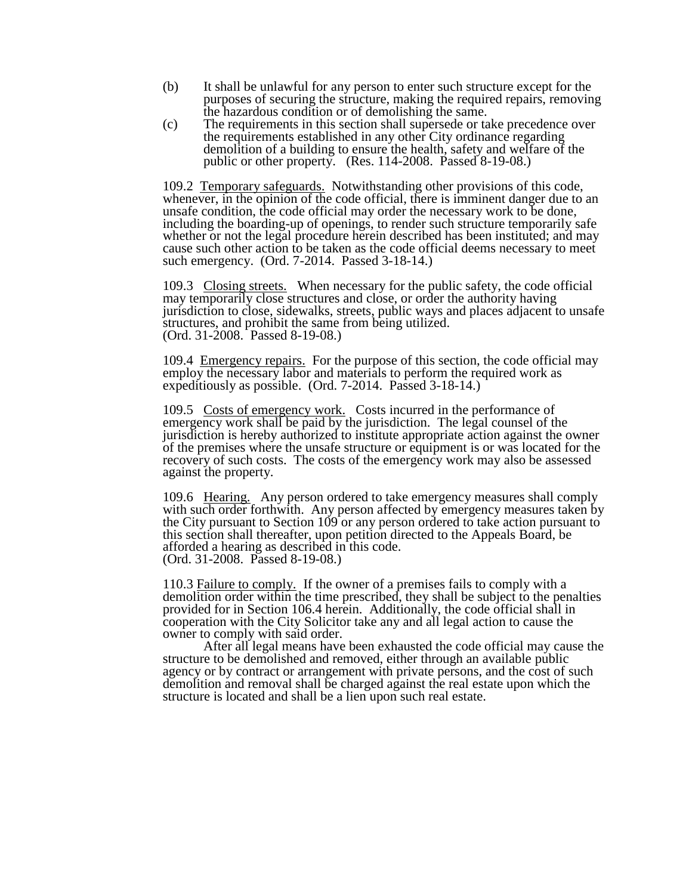(b) It shall be unlawful for any person to enter such structure except for the purposes of securing the structure, making the required repairs, removing the hazardous condition or of demolishing the same.

(c) The requirements in this section shall supersede or take precedence over the requirements established in any other City ordinance regarding demolition of a building to ensure the health, safety and welfare of the public or other property. (Res. 114-2008. Passed 8-19-08.)

109.2 Temporary safeguards. Notwithstanding other provisions of this code, whenever, in the opinion of the code official, there is imminent danger due to an unsafe condition, the code official may order the necessary work to be done, including the boarding-up of openings, to render such structure temporarily safe whether or not the legal procedure herein described has been instituted; and may cause such other action to be taken as the code official deems necessary to meet such emergency. (Ord. 7-2014. Passed 3-18-14.)

109.3 Closing streets. When necessary for the public safety, the code official may temporarily close structures and close, or order the authority having jurisdiction to close, sidewalks, streets, public ways and places adjacent to unsafe structures, and prohibit the same from being utilized.
(Ord. 31-2008. Passed 8-19-08.)

109.4 Emergency repairs. For the purpose of this section, the code official may employ the necessary labor and materials to perform the required work as expeditiously as possible. (Ord. 7-2014. Passed 3-18-14.)

109.5 Costs of emergency work. Costs incurred in the performance of emergency work shall be paid by the jurisdiction. The legal counsel of the jurisdiction is hereby authorized to institute appropriate action against the owner of the premises where the unsafe structure or equipment is or was located for the recovery of such costs. The costs of the emergency work may also be assessed against the property.

109.6 Hearing. Any person ordered to take emergency measures shall comply with such order forthwith. Any person affected by emergency measures taken by the City pursuant to Section 109 or any person ordered to take action pursuant to this section shall thereafter, upon petition directed to the Appeals Board, be afforded a hearing as described in this code.
(Ord. 31-2008. Passed 8-19-08.)

110.3 Failure to comply. If the owner of a premises fails to comply with a demolition order within the time prescribed, they shall be subject to the penalties provided for in Section 106.4 herein. Additionally, the code official shall in cooperation with the City Solicitor take any and all legal action to cause the owner to comply with said order.

After all legal means have been exhausted the code official may cause the structure to be demolished and removed, either through an available public agency or by contract or arrangement with private persons, and the cost of such demolition and removal shall be charged against the real estate upon which the structure is located and shall be a lien upon such real estate.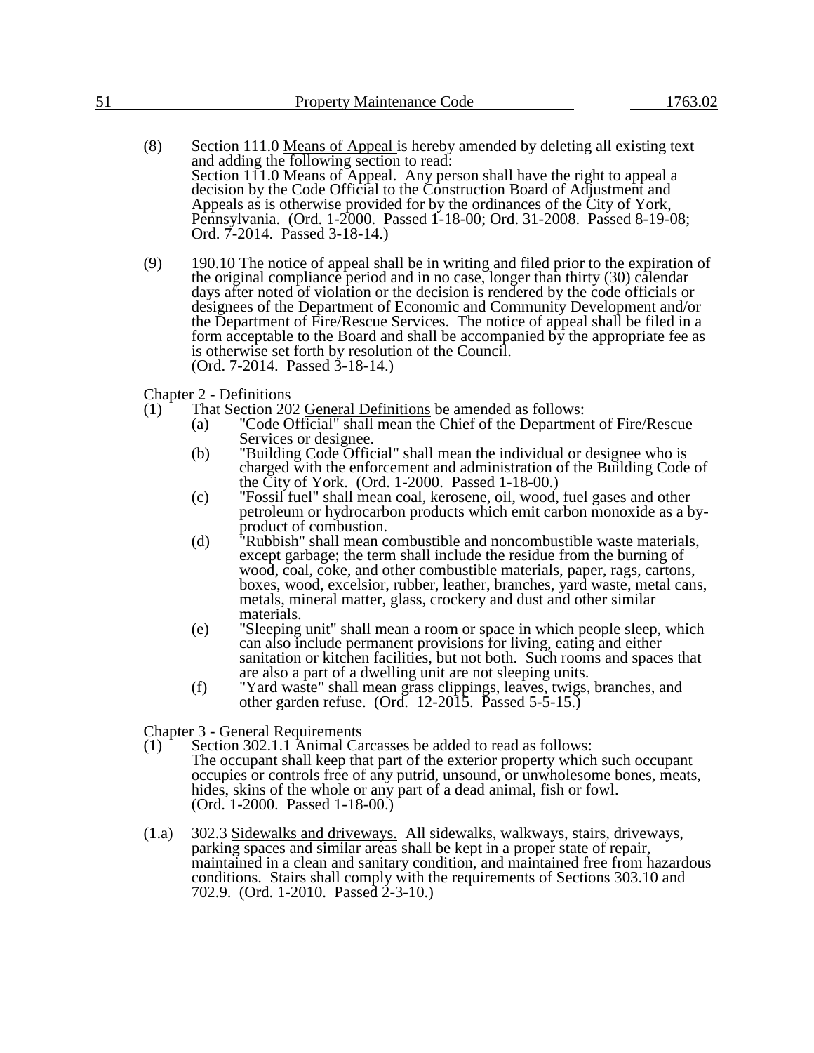(8) Section 111.0 Means of Appeal is hereby amended by deleting all existing text and adding the following section to read:
Section 111.0 Means of Appeal. Any person shall have the right to appeal a decision by the Code Official to the Construction Board of Adjustment and Appeals as is otherwise provided for by the ordinances of the City of York, Pennsylvania. (Ord. 1-2000. Passed 1-18-00; Ord. 31-2008. Passed 8-19-08; Ord. 7-2014. Passed 3-18-14.)

(9) 190.10 The notice of appeal shall be in writing and filed prior to the expiration of the original compliance period and in no case, longer than thirty (30) calendar days after noted of violation or the decision is rendered by the code officials or designees of the Department of Economic and Community Development and/or the Department of Fire/Rescue Services. The notice of appeal shall be filed in a form acceptable to the Board and shall be accompanied by the appropriate fee as is otherwise set forth by resolution of the Council.
(Ord. 7-2014. Passed 3-18-14.)

Chapter 2 - Definitions

(1) That Section 202 General Definitions be amended as follows:
   (a) "Code Official" shall mean the Chief of the Department of Fire/Rescue Services or designee.
   (b) "Building Code Official" shall mean the individual or designee who is charged with the enforcement and administration of the Building Code of the City of York. (Ord. 1-2000. Passed 1-18-00.)
   (c) "Fossil fuel" shall mean coal, kerosene, oil, wood, fuel gases and other petroleum or hydrocarbon products which emit carbon monoxide as a by-product of combustion.
   (d) "Rubbish" shall mean combustible and noncombustible waste materials, except garbage; the term shall include the residue from the burning of wood, coal, coke, and other combustible materials, paper, rags, cartons, boxes, wood, excelsior, rubber, leather, branches, yard waste, metal cans, metals, mineral matter, glass, crockery and dust and other similar materials.
   (e) "Sleeping unit" shall mean a room or space in which people sleep, which can also include permanent provisions for living, eating and either sanitation or kitchen facilities, but not both. Such rooms and spaces that are also a part of a dwelling unit are not sleeping units.
   (f) "Yard waste" shall mean grass clippings, leaves, twigs, branches, and other garden refuse. (Ord. 12-2015. Passed 5-5-15.)

Chapter 3 - General Requirements

(1) Section 302.1.1 Animal Carcasses be added to read as follows:
The occupant shall keep that part of the exterior property which such occupant occupies or controls free of any putrid, unsound, or unwholesome bones, meats, hides, skins of the whole or any part of a dead animal, fish or fowl.
(Ord. 1-2000. Passed 1-18-00.)

(1.a) 302.3 Sidewalks and driveways. All sidewalks, walkways, stairs, driveways, parking spaces and similar areas shall be kept in a proper state of repair, maintained in a clean and sanitary condition, and maintained free from hazardous conditions. Stairs shall comply with the requirements of Sections 303.10 and 702.9. (Ord. 1-2010. Passed 2-3-10.)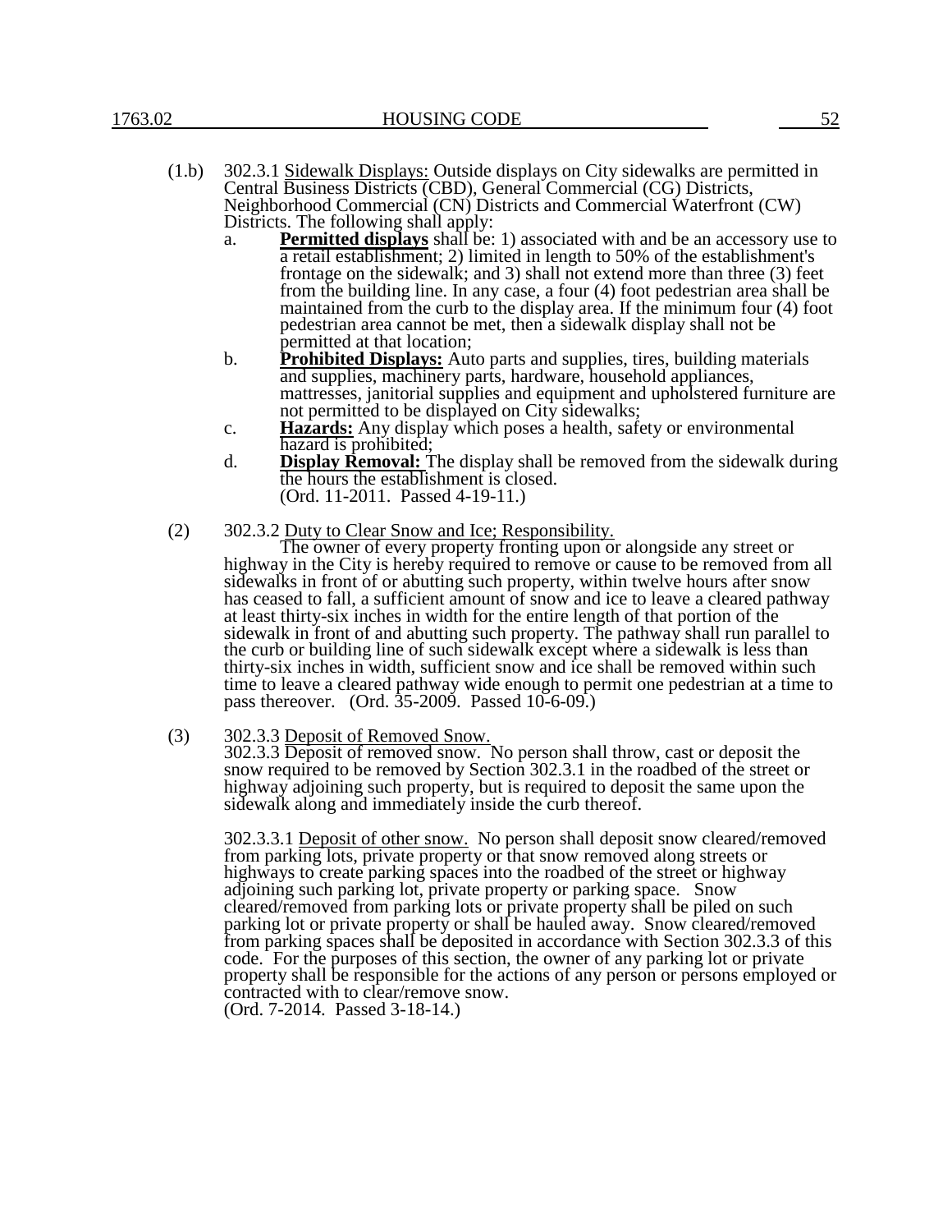(1.b) 302.3.1 Sidewalk Displays: Outside displays on City sidewalks are permitted in Central Business Districts (CBD), General Commercial (CG) Districts, Neighborhood Commercial (CN) Districts and Commercial Waterfront (CW) Districts. The following shall apply:

a. **Permitted displays** shall be: 1) associated with and be an accessory use to a retail establishment; 2) limited in length to 50% of the establishment's frontage on the sidewalk; and 3) shall not extend more than three (3) feet from the building line. In any case, a four (4) foot pedestrian area shall be maintained from the curb to the display area. If the minimum four (4) foot pedestrian area cannot be met, then a sidewalk display shall not be permitted at that location;

b. **Prohibited Displays:** Auto parts and supplies, tires, building materials and supplies, machinery parts, hardware, household appliances, mattresses, janitorial supplies and equipment and upholstered furniture are not permitted to be displayed on City sidewalks;

c. **Hazards:** Any display which poses a health, safety or environmental hazard is prohibited;

d. **Display Removal:** The display shall be removed from the sidewalk during the hours the establishment is closed.
(Ord. 11-2011. Passed 4-19-11.)

(2) 302.3.2 Duty to Clear Snow and Ice; Responsibility.

The owner of every property fronting upon or alongside any street or highway in the City is hereby required to remove or cause to be removed from all sidewalks in front of or abutting such property, within twelve hours after snow has ceased to fall, a sufficient amount of snow and ice to leave a cleared pathway at least thirty-six inches in width for the entire length of that portion of the sidewalk in front of and abutting such property. The pathway shall run parallel to the curb or building line of such sidewalk except where a sidewalk is less than thirty-six inches in width, sufficient snow and ice shall be removed within such time to leave a cleared pathway wide enough to permit one pedestrian at a time to pass thereover. (Ord. 35-2009. Passed 10-6-09.)

(3) 302.3.3 Deposit of Removed Snow.

302.3.3 Deposit of removed snow. No person shall throw, cast or deposit the snow required to be removed by Section 302.3.1 in the roadbed of the street or highway adjoining such property, but is required to deposit the same upon the sidewalk along and immediately inside the curb thereof.

302.3.3.1 Deposit of other snow. No person shall deposit snow cleared/removed from parking lots, private property or that snow removed along streets or highways to create parking spaces into the roadbed of the street or highway adjoining such parking lot, private property or parking space. Snow cleared/removed from parking lots or private property shall be piled on such parking lot or private property or shall be hauled away. Snow cleared/removed from parking spaces shall be deposited in accordance with Section 302.3.3 of this code. For the purposes of this section, the owner of any parking lot or private property shall be responsible for the actions of any person or persons employed or contracted with to clear/remove snow.
(Ord. 7-2014. Passed 3-18-14.)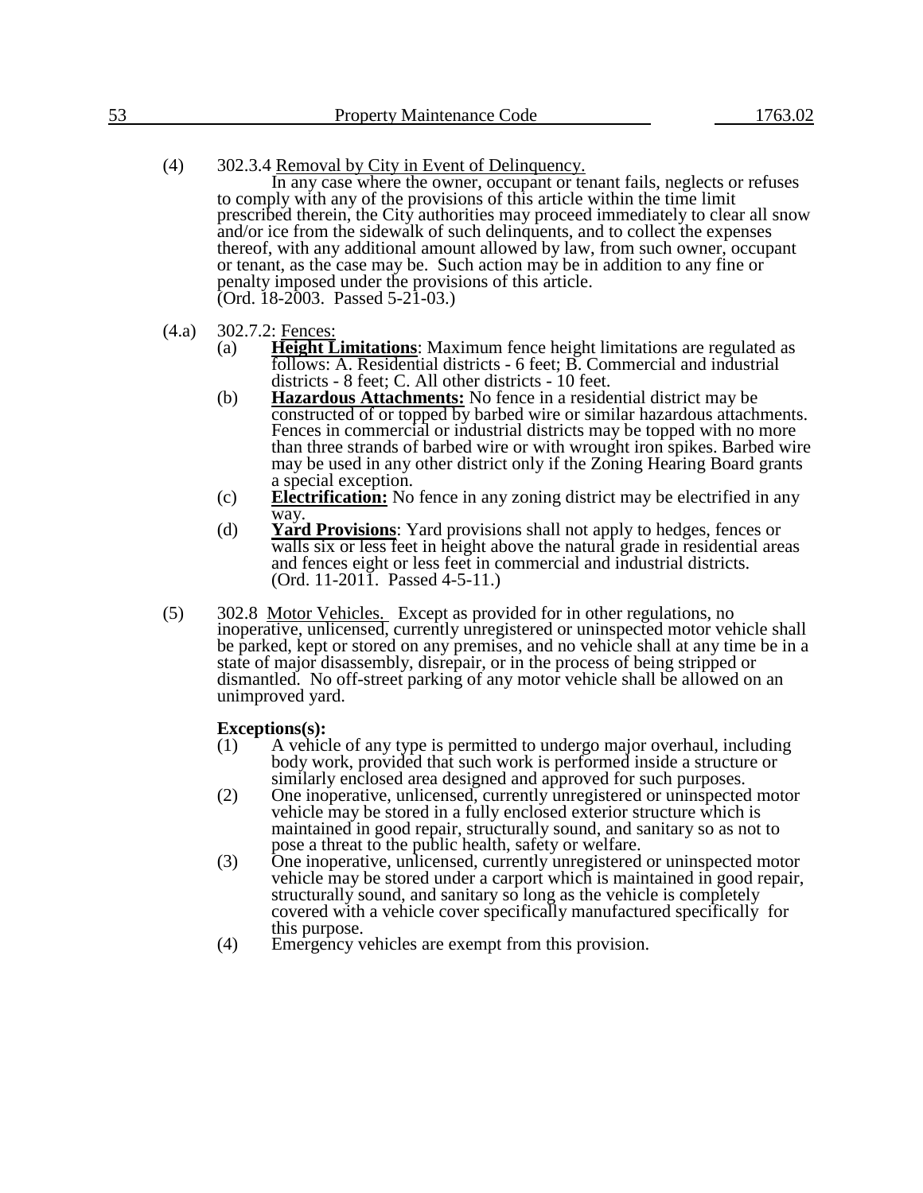(4) 302.3.4 Removal by City in Event of Delinquency.

In any case where the owner, occupant or tenant fails, neglects or refuses to comply with any of the provisions of this article within the time limit prescribed therein, the City authorities may proceed immediately to clear all snow and/or ice from the sidewalk of such delinquents, and to collect the expenses thereof, with any additional amount allowed by law, from such owner, occupant or tenant, as the case may be. Such action may be in addition to any fine or penalty imposed under the provisions of this article.
(Ord. 18-2003. Passed 5-21-03.)

(4.a) 302.7.2: Fences:

(a) **Height Limitations**: Maximum fence height limitations are regulated as follows: A. Residential districts - 6 feet; B. Commercial and industrial districts - 8 feet; C. All other districts - 10 feet.

(b) **Hazardous Attachments:** No fence in a residential district may be constructed of or topped by barbed wire or similar hazardous attachments. Fences in commercial or industrial districts may be topped with no more than three strands of barbed wire or with wrought iron spikes. Barbed wire may be used in any other district only if the Zoning Hearing Board grants a special exception.

(c) **Electrification:** No fence in any zoning district may be electrified in any way.

(d) **Yard Provisions**: Yard provisions shall not apply to hedges, fences or walls six or less feet in height above the natural grade in residential areas and fences eight or less feet in commercial and industrial districts.
(Ord. 11-2011. Passed 4-5-11.)

(5) 302.8 Motor Vehicles. Except as provided for in other regulations, no inoperative, unlicensed, currently unregistered or uninspected motor vehicle shall be parked, kept or stored on any premises, and no vehicle shall at any time be in a state of major disassembly, disrepair, or in the process of being stripped or dismantled. No off-street parking of any motor vehicle shall be allowed on an unimproved yard.

**Exceptions(s):**

(1) A vehicle of any type is permitted to undergo major overhaul, including body work, provided that such work is performed inside a structure or similarly enclosed area designed and approved for such purposes.

(2) One inoperative, unlicensed, currently unregistered or uninspected motor vehicle may be stored in a fully enclosed exterior structure which is maintained in good repair, structurally sound, and sanitary so as not to pose a threat to the public health, safety or welfare.

(3) One inoperative, unlicensed, currently unregistered or uninspected motor vehicle may be stored under a carport which is maintained in good repair, structurally sound, and sanitary so long as the vehicle is completely covered with a vehicle cover specifically manufactured specifically for this purpose.

(4) Emergency vehicles are exempt from this provision.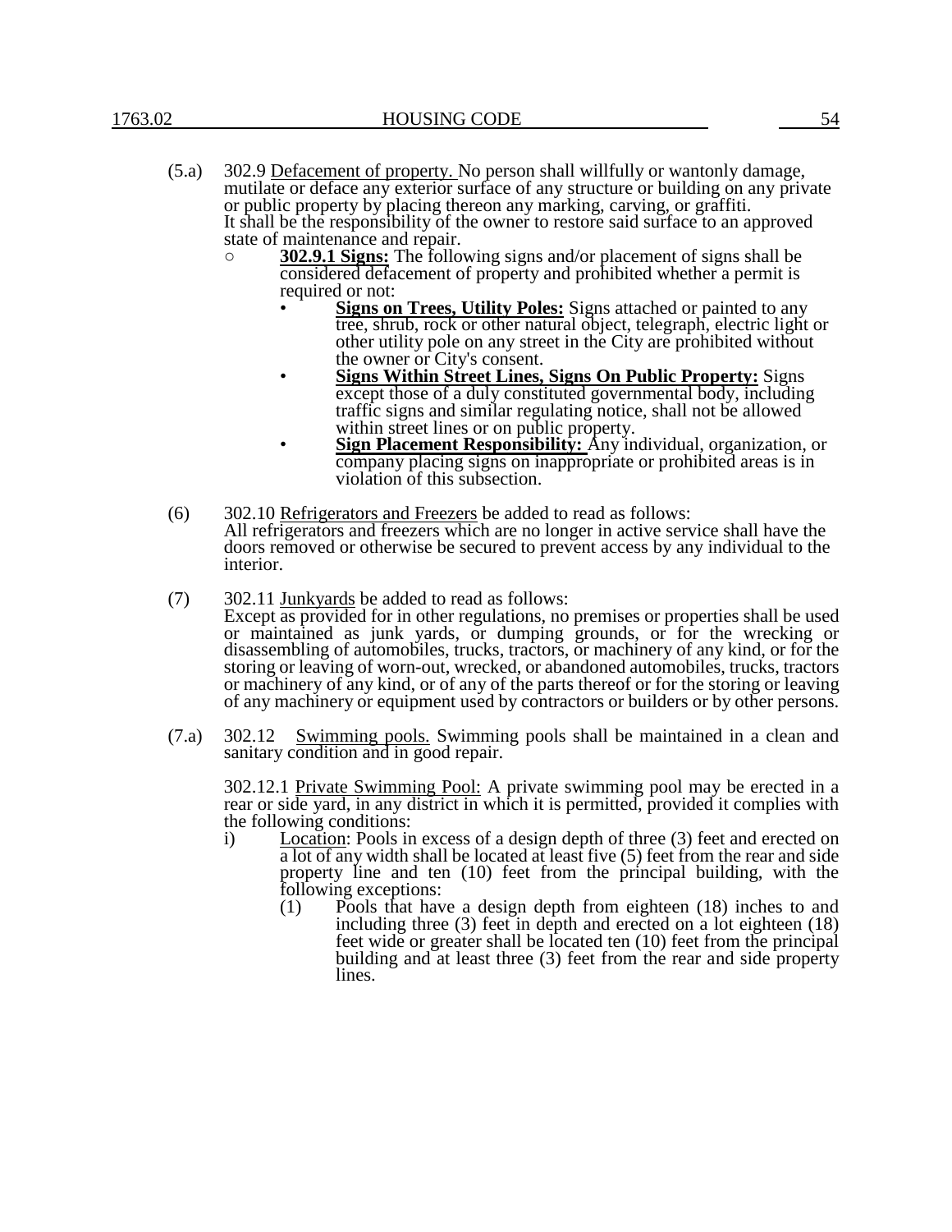(5.a) 302.9 Defacement of property. No person shall willfully or wantonly damage, mutilate or deface any exterior surface of any structure or building on any private or public property by placing thereon any marking, carving, or graffiti. It shall be the responsibility of the owner to restore said surface to an approved state of maintenance and repair.

- **302.9.1 Signs:** The following signs and/or placement of signs shall be considered defacement of property and prohibited whether a permit is required or not:
  - **Signs on Trees, Utility Poles:** Signs attached or painted to any tree, shrub, rock or other natural object, telegraph, electric light or other utility pole on any street in the City are prohibited without the owner or City's consent.
  - **Signs Within Street Lines, Signs On Public Property:** Signs except those of a duly constituted governmental body, including traffic signs and similar regulating notice, shall not be allowed within street lines or on public property.
  - **Sign Placement Responsibility:** Any individual, organization, or company placing signs on inappropriate or prohibited areas is in violation of this subsection.

(6) 302.10 Refrigerators and Freezers be added to read as follows:
All refrigerators and freezers which are no longer in active service shall have the doors removed or otherwise be secured to prevent access by any individual to the interior.

(7) 302.11 Junkyards be added to read as follows:
Except as provided for in other regulations, no premises or properties shall be used or maintained as junk yards, or dumping grounds, or for the wrecking or disassembling of automobiles, trucks, tractors, or machinery of any kind, or for the storing or leaving of worn-out, wrecked, or abandoned automobiles, trucks, tractors or machinery of any kind, or of any of the parts thereof or for the storing or leaving of any machinery or equipment used by contractors or builders or by other persons.

(7.a) 302.12 Swimming pools. Swimming pools shall be maintained in a clean and sanitary condition and in good repair.

302.12.1 Private Swimming Pool: A private swimming pool may be erected in a rear or side yard, in any district in which it is permitted, provided it complies with the following conditions:

i) Location: Pools in excess of a design depth of three (3) feet and erected on a lot of any width shall be located at least five (5) feet from the rear and side property line and ten (10) feet from the principal building, with the following exceptions:

(1) Pools that have a design depth from eighteen (18) inches to and including three (3) feet in depth and erected on a lot eighteen (18) feet wide or greater shall be located ten (10) feet from the principal building and at least three (3) feet from the rear and side property lines.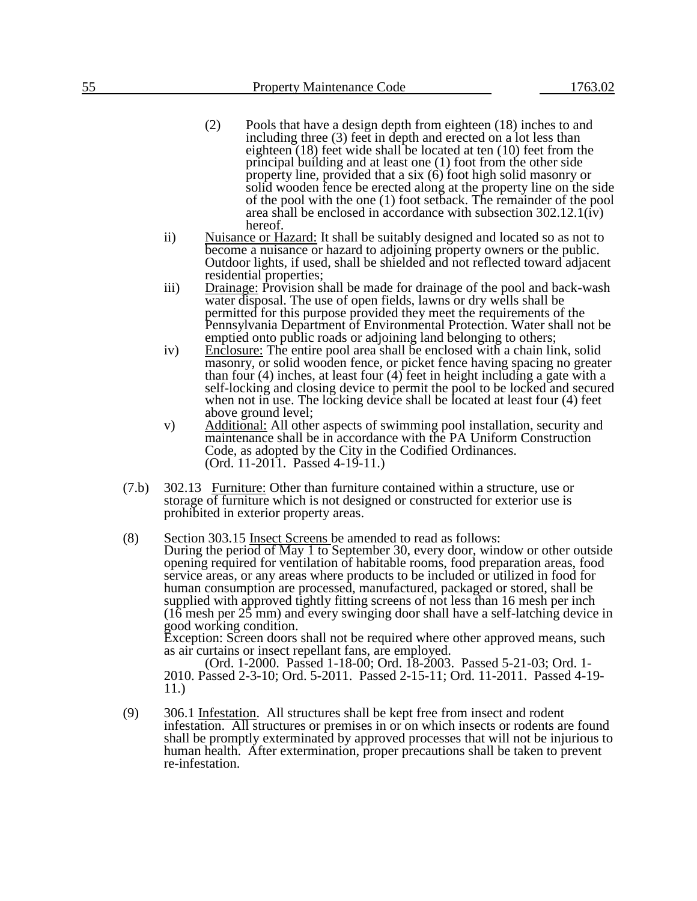(2) Pools that have a design depth from eighteen (18) inches to and including three (3) feet in depth and erected on a lot less than eighteen (18) feet wide shall be located at ten (10) feet from the principal building and at least one (1) foot from the other side property line, provided that a six (6) foot high solid masonry or solid wooden fence be erected along at the property line on the side of the pool with the one (1) foot setback. The remainder of the pool area shall be enclosed in accordance with subsection 302.12.1(iv) hereof.

ii) Nuisance or Hazard: It shall be suitably designed and located so as not to become a nuisance or hazard to adjoining property owners or the public. Outdoor lights, if used, shall be shielded and not reflected toward adjacent residential properties;

iii) Drainage: Provision shall be made for drainage of the pool and back-wash water disposal. The use of open fields, lawns or dry wells shall be permitted for this purpose provided they meet the requirements of the Pennsylvania Department of Environmental Protection. Water shall not be emptied onto public roads or adjoining land belonging to others;

iv) Enclosure: The entire pool area shall be enclosed with a chain link, solid masonry, or solid wooden fence, or picket fence having spacing no greater than four (4) inches, at least four (4) feet in height including a gate with a self-locking and closing device to permit the pool to be locked and secured when not in use. The locking device shall be located at least four (4) feet above ground level;

v) Additional: All other aspects of swimming pool installation, security and maintenance shall be in accordance with the PA Uniform Construction Code, as adopted by the City in the Codified Ordinances.
(Ord. 11-2011. Passed 4-19-11.)

(7.b) 302.13 Furniture: Other than furniture contained within a structure, use or storage of furniture which is not designed or constructed for exterior use is prohibited in exterior property areas.

(8) Section 303.15 Insect Screens be amended to read as follows:
During the period of May 1 to September 30, every door, window or other outside opening required for ventilation of habitable rooms, food preparation areas, food service areas, or any areas where products to be included or utilized in food for human consumption are processed, manufactured, packaged or stored, shall be supplied with approved tightly fitting screens of not less than 16 mesh per inch (16 mesh per 25 mm) and every swinging door shall have a self-latching device in good working condition.
Exception: Screen doors shall not be required where other approved means, such as air curtains or insect repellant fans, are employed.
(Ord. 1-2000. Passed 1-18-00; Ord. 18-2003. Passed 5-21-03; Ord. 1-2010. Passed 2-3-10; Ord. 5-2011. Passed 2-15-11; Ord. 11-2011. Passed 4-19-11.)

(9) 306.1 Infestation. All structures shall be kept free from insect and rodent infestation. All structures or premises in or on which insects or rodents are found shall be promptly exterminated by approved processes that will not be injurious to human health. After extermination, proper precautions shall be taken to prevent re-infestation.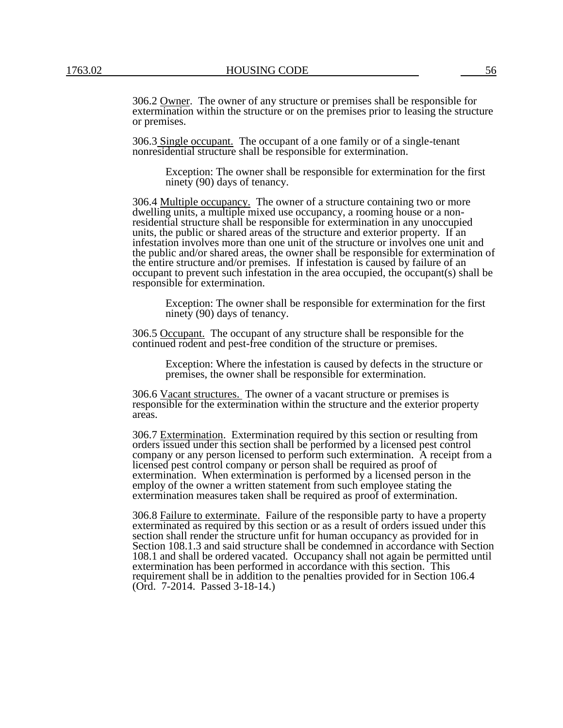306.2 Owner. The owner of any structure or premises shall be responsible for extermination within the structure or on the premises prior to leasing the structure or premises.

306.3 Single occupant. The occupant of a one family or of a single-tenant nonresidential structure shall be responsible for extermination.

> Exception: The owner shall be responsible for extermination for the first ninety (90) days of tenancy.

306.4 Multiple occupancy. The owner of a structure containing two or more dwelling units, a multiple mixed use occupancy, a rooming house or a non-residential structure shall be responsible for extermination in any unoccupied units, the public or shared areas of the structure and exterior property. If an infestation involves more than one unit of the structure or involves one unit and the public and/or shared areas, the owner shall be responsible for extermination of the entire structure and/or premises. If infestation is caused by failure of an occupant to prevent such infestation in the area occupied, the occupant(s) shall be responsible for extermination.

> Exception: The owner shall be responsible for extermination for the first ninety (90) days of tenancy.

306.5 Occupant. The occupant of any structure shall be responsible for the continued rodent and pest-free condition of the structure or premises.

> Exception: Where the infestation is caused by defects in the structure or premises, the owner shall be responsible for extermination.

306.6 Vacant structures. The owner of a vacant structure or premises is responsible for the extermination within the structure and the exterior property areas.

306.7 Extermination. Extermination required by this section or resulting from orders issued under this section shall be performed by a licensed pest control company or any person licensed to perform such extermination. A receipt from a licensed pest control company or person shall be required as proof of extermination. When extermination is performed by a licensed person in the employ of the owner a written statement from such employee stating the extermination measures taken shall be required as proof of extermination.

306.8 Failure to exterminate. Failure of the responsible party to have a property exterminated as required by this section or as a result of orders issued under this section shall render the structure unfit for human occupancy as provided for in Section 108.1.3 and said structure shall be condemned in accordance with Section 108.1 and shall be ordered vacated. Occupancy shall not again be permitted until extermination has been performed in accordance with this section. This requirement shall be in addition to the penalties provided for in Section 106.4 (Ord. 7-2014. Passed 3-18-14.)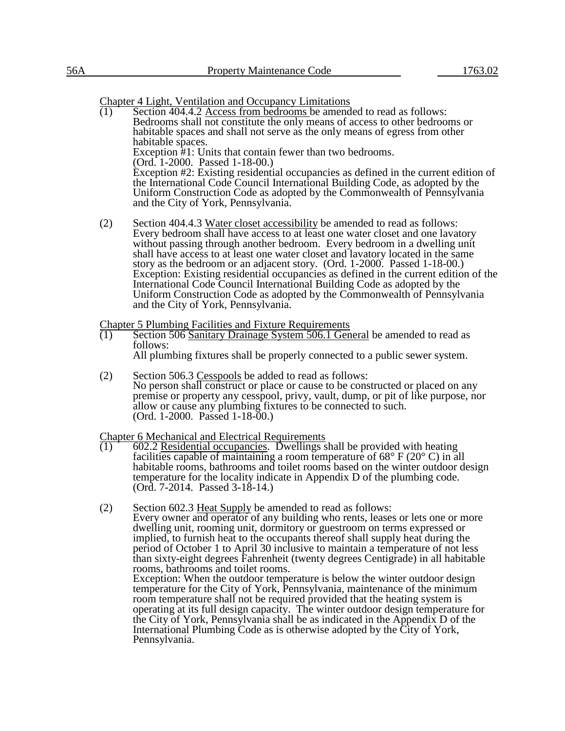Chapter 4 Light, Ventilation and Occupancy Limitations

(1) Section 404.4.2 Access from bedrooms be amended to read as follows: Bedrooms shall not constitute the only means of access to other bedrooms or habitable spaces and shall not serve as the only means of egress from other habitable spaces.
Exception #1: Units that contain fewer than two bedrooms.
(Ord. 1-2000. Passed 1-18-00.)
Exception #2: Existing residential occupancies as defined in the current edition of the International Code Council International Building Code, as adopted by the Uniform Construction Code as adopted by the Commonwealth of Pennsylvania and the City of York, Pennsylvania.

(2) Section 404.4.3 Water closet accessibility be amended to read as follows: Every bedroom shall have access to at least one water closet and one lavatory without passing through another bedroom. Every bedroom in a dwelling unit shall have access to at least one water closet and lavatory located in the same story as the bedroom or an adjacent story. (Ord. 1-2000. Passed 1-18-00.)
Exception: Existing residential occupancies as defined in the current edition of the International Code Council International Building Code as adopted by the Uniform Construction Code as adopted by the Commonwealth of Pennsylvania and the City of York, Pennsylvania.

Chapter 5 Plumbing Facilities and Fixture Requirements

(1) Section 506 Sanitary Drainage System 506.1 General be amended to read as follows:
All plumbing fixtures shall be properly connected to a public sewer system.

(2) Section 506.3 Cesspools be added to read as follows:
No person shall construct or place or cause to be constructed or placed on any premise or property any cesspool, privy, vault, dump, or pit of like purpose, nor allow or cause any plumbing fixtures to be connected to such.
(Ord. 1-2000. Passed 1-18-00.)

Chapter 6 Mechanical and Electrical Requirements

(1) 602.2 Residential occupancies. Dwellings shall be provided with heating facilities capable of maintaining a room temperature of 68° F (20° C) in all habitable rooms, bathrooms and toilet rooms based on the winter outdoor design temperature for the locality indicate in Appendix D of the plumbing code.
(Ord. 7-2014. Passed 3-18-14.)

(2) Section 602.3 Heat Supply be amended to read as follows:
Every owner and operator of any building who rents, leases or lets one or more dwelling unit, rooming unit, dormitory or guestroom on terms expressed or implied, to furnish heat to the occupants thereof shall supply heat during the period of October 1 to April 30 inclusive to maintain a temperature of not less than sixty-eight degrees Fahrenheit (twenty degrees Centigrade) in all habitable rooms, bathrooms and toilet rooms.
Exception: When the outdoor temperature is below the winter outdoor design temperature for the City of York, Pennsylvania, maintenance of the minimum room temperature shall not be required provided that the heating system is operating at its full design capacity. The winter outdoor design temperature for the City of York, Pennsylvania shall be as indicated in the Appendix D of the International Plumbing Code as is otherwise adopted by the City of York, Pennsylvania.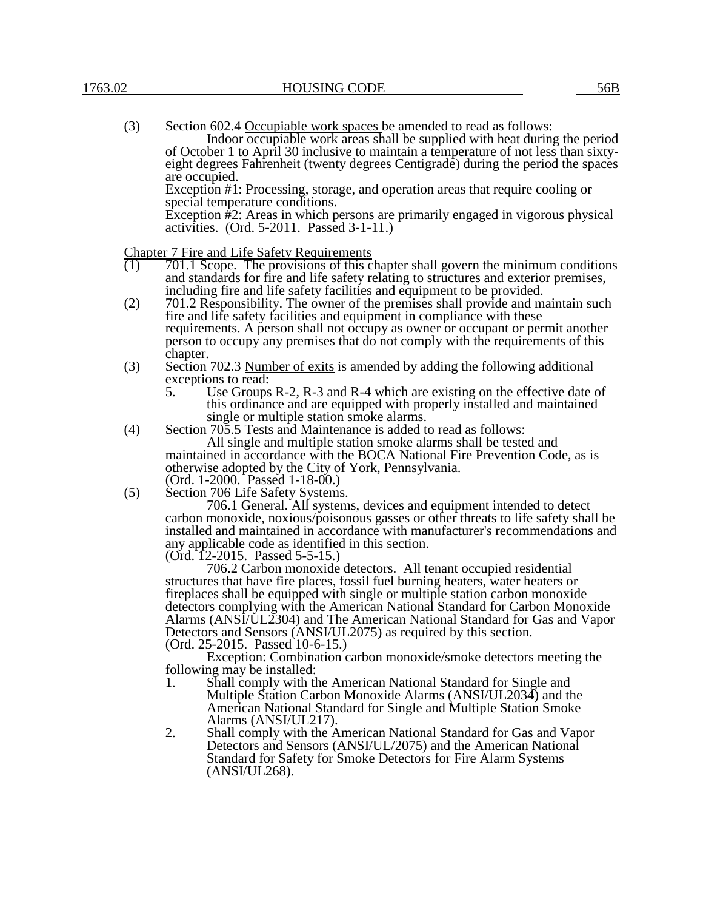(3) Section 602.4 Occupiable work spaces be amended to read as follows:

Indoor occupiable work areas shall be supplied with heat during the period of October 1 to April 30 inclusive to maintain a temperature of not less than sixty-eight degrees Fahrenheit (twenty degrees Centigrade) during the period the spaces are occupied.

Exception #1: Processing, storage, and operation areas that require cooling or special temperature conditions.

Exception #2: Areas in which persons are primarily engaged in vigorous physical activities. (Ord. 5-2011. Passed 3-1-11.)

Chapter 7 Fire and Life Safety Requirements

(1) 701.1 Scope. The provisions of this chapter shall govern the minimum conditions and standards for fire and life safety relating to structures and exterior premises, including fire and life safety facilities and equipment to be provided.

(2) 701.2 Responsibility. The owner of the premises shall provide and maintain such fire and life safety facilities and equipment in compliance with these requirements. A person shall not occupy as owner or occupant or permit another person to occupy any premises that do not comply with the requirements of this chapter.

(3) Section 702.3 Number of exits is amended by adding the following additional exceptions to read:

5. Use Groups R-2, R-3 and R-4 which are existing on the effective date of this ordinance and are equipped with properly installed and maintained single or multiple station smoke alarms.

(4) Section 705.5 Tests and Maintenance is added to read as follows:

All single and multiple station smoke alarms shall be tested and maintained in accordance with the BOCA National Fire Prevention Code, as is otherwise adopted by the City of York, Pennsylvania.

(Ord. 1-2000. Passed 1-18-00.)

(5) Section 706 Life Safety Systems.

706.1 General. All systems, devices and equipment intended to detect carbon monoxide, noxious/poisonous gasses or other threats to life safety shall be installed and maintained in accordance with manufacturer's recommendations and any applicable code as identified in this section.

(Ord. 12-2015. Passed 5-5-15.)

706.2 Carbon monoxide detectors. All tenant occupied residential structures that have fire places, fossil fuel burning heaters, water heaters or fireplaces shall be equipped with single or multiple station carbon monoxide detectors complying with the American National Standard for Carbon Monoxide Alarms (ANSI/UL2304) and The American National Standard for Gas and Vapor Detectors and Sensors (ANSI/UL2075) as required by this section.

(Ord. 25-2015. Passed 10-6-15.)

Exception: Combination carbon monoxide/smoke detectors meeting the following may be installed:

1. Shall comply with the American National Standard for Single and Multiple Station Carbon Monoxide Alarms (ANSI/UL2034) and the American National Standard for Single and Multiple Station Smoke Alarms (ANSI/UL217).
2. Shall comply with the American National Standard for Gas and Vapor Detectors and Sensors (ANSI/UL/2075) and the American National Standard for Safety for Smoke Detectors for Fire Alarm Systems (ANSI/UL268).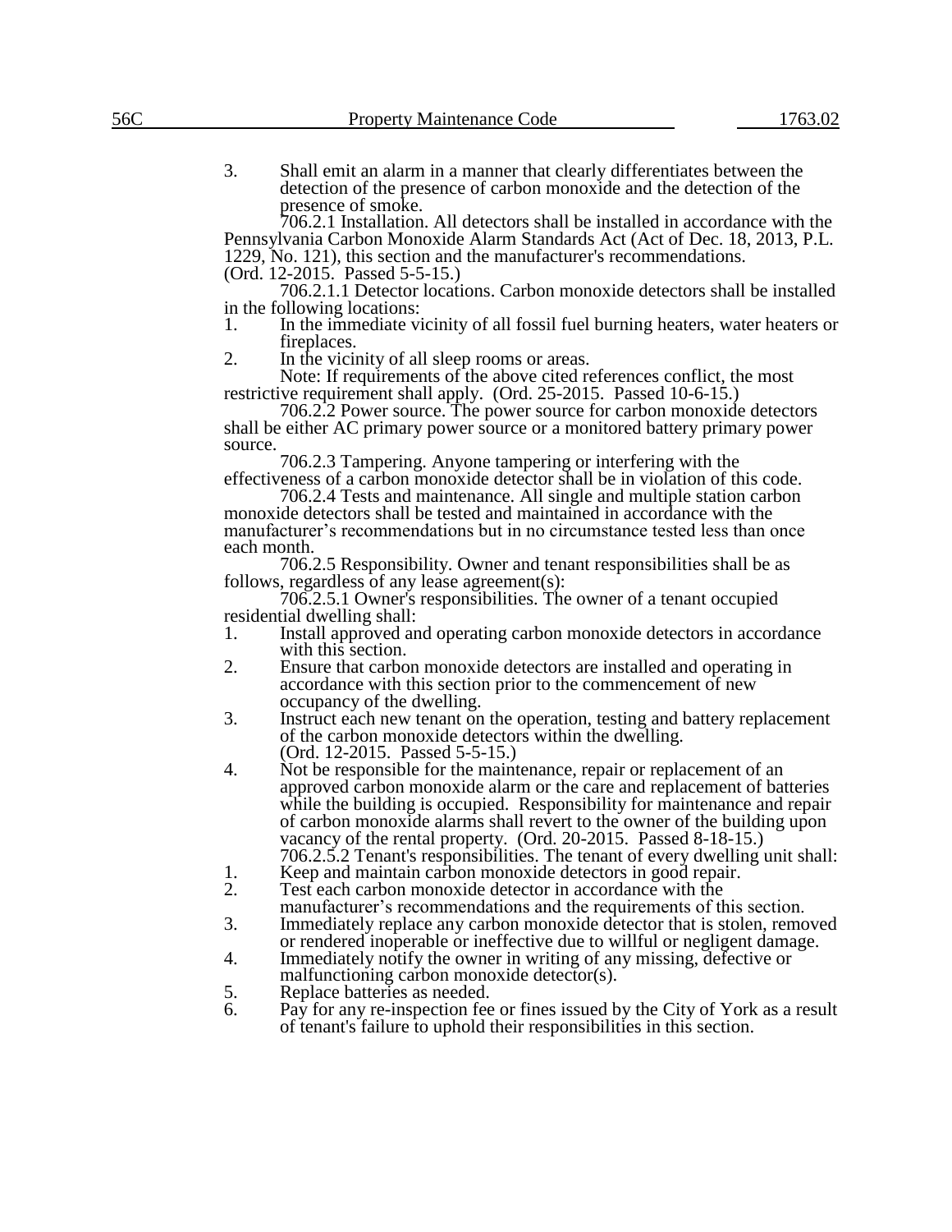3. Shall emit an alarm in a manner that clearly differentiates between the detection of the presence of carbon monoxide and the detection of the presence of smoke.

706.2.1 Installation. All detectors shall be installed in accordance with the Pennsylvania Carbon Monoxide Alarm Standards Act (Act of Dec. 18, 2013, P.L. 1229, No. 121), this section and the manufacturer's recommendations.
(Ord. 12-2015. Passed 5-5-15.)

706.2.1.1 Detector locations. Carbon monoxide detectors shall be installed in the following locations:

1. In the immediate vicinity of all fossil fuel burning heaters, water heaters or fireplaces.
2. In the vicinity of all sleep rooms or areas.

Note: If requirements of the above cited references conflict, the most restrictive requirement shall apply. (Ord. 25-2015. Passed 10-6-15.)

706.2.2 Power source. The power source for carbon monoxide detectors shall be either AC primary power source or a monitored battery primary power source.

706.2.3 Tampering. Anyone tampering or interfering with the effectiveness of a carbon monoxide detector shall be in violation of this code.

706.2.4 Tests and maintenance. All single and multiple station carbon monoxide detectors shall be tested and maintained in accordance with the manufacturer's recommendations but in no circumstance tested less than once each month.

706.2.5 Responsibility. Owner and tenant responsibilities shall be as follows, regardless of any lease agreement(s):

706.2.5.1 Owner's responsibilities. The owner of a tenant occupied residential dwelling shall:

1. Install approved and operating carbon monoxide detectors in accordance with this section.
2. Ensure that carbon monoxide detectors are installed and operating in accordance with this section prior to the commencement of new occupancy of the dwelling.
3. Instruct each new tenant on the operation, testing and battery replacement of the carbon monoxide detectors within the dwelling.
(Ord. 12-2015. Passed 5-5-15.)
4. Not be responsible for the maintenance, repair or replacement of an approved carbon monoxide alarm or the care and replacement of batteries while the building is occupied. Responsibility for maintenance and repair of carbon monoxide alarms shall revert to the owner of the building upon vacancy of the rental property. (Ord. 20-2015. Passed 8-18-15.)

706.2.5.2 Tenant's responsibilities. The tenant of every dwelling unit shall:

1. Keep and maintain carbon monoxide detectors in good repair.
2. Test each carbon monoxide detector in accordance with the manufacturer's recommendations and the requirements of this section.
3. Immediately replace any carbon monoxide detector that is stolen, removed or rendered inoperable or ineffective due to willful or negligent damage.
4. Immediately notify the owner in writing of any missing, defective or malfunctioning carbon monoxide detector(s).
5. Replace batteries as needed.
6. Pay for any re-inspection fee or fines issued by the City of York as a result of tenant's failure to uphold their responsibilities in this section.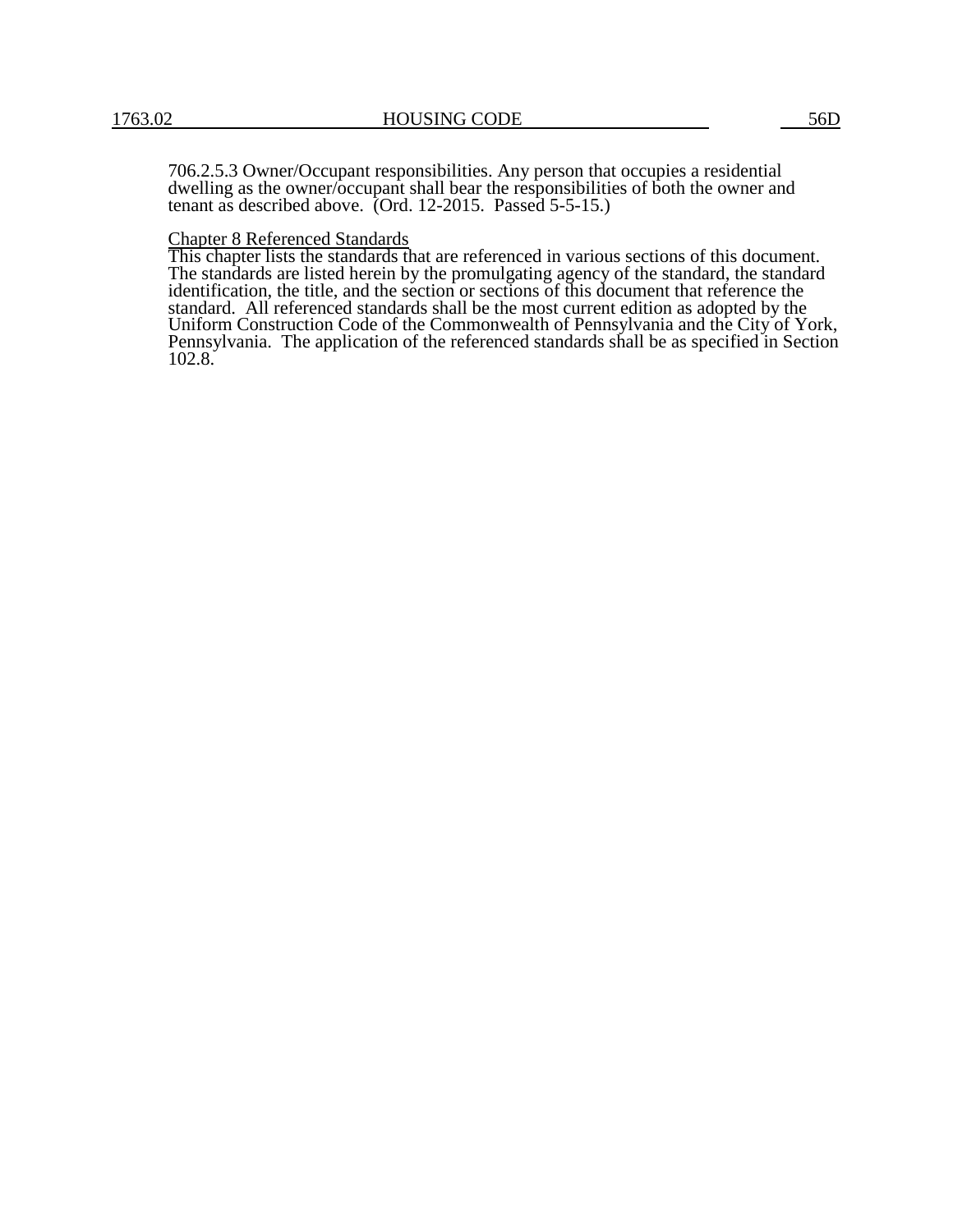706.2.5.3 Owner/Occupant responsibilities. Any person that occupies a residential dwelling as the owner/occupant shall bear the responsibilities of both the owner and tenant as described above. (Ord. 12-2015. Passed 5-5-15.)

Chapter 8 Referenced Standards

This chapter lists the standards that are referenced in various sections of this document. The standards are listed herein by the promulgating agency of the standard, the standard identification, the title, and the section or sections of this document that reference the standard. All referenced standards shall be the most current edition as adopted by the Uniform Construction Code of the Commonwealth of Pennsylvania and the City of York, Pennsylvania. The application of the referenced standards shall be as specified in Section 102.8.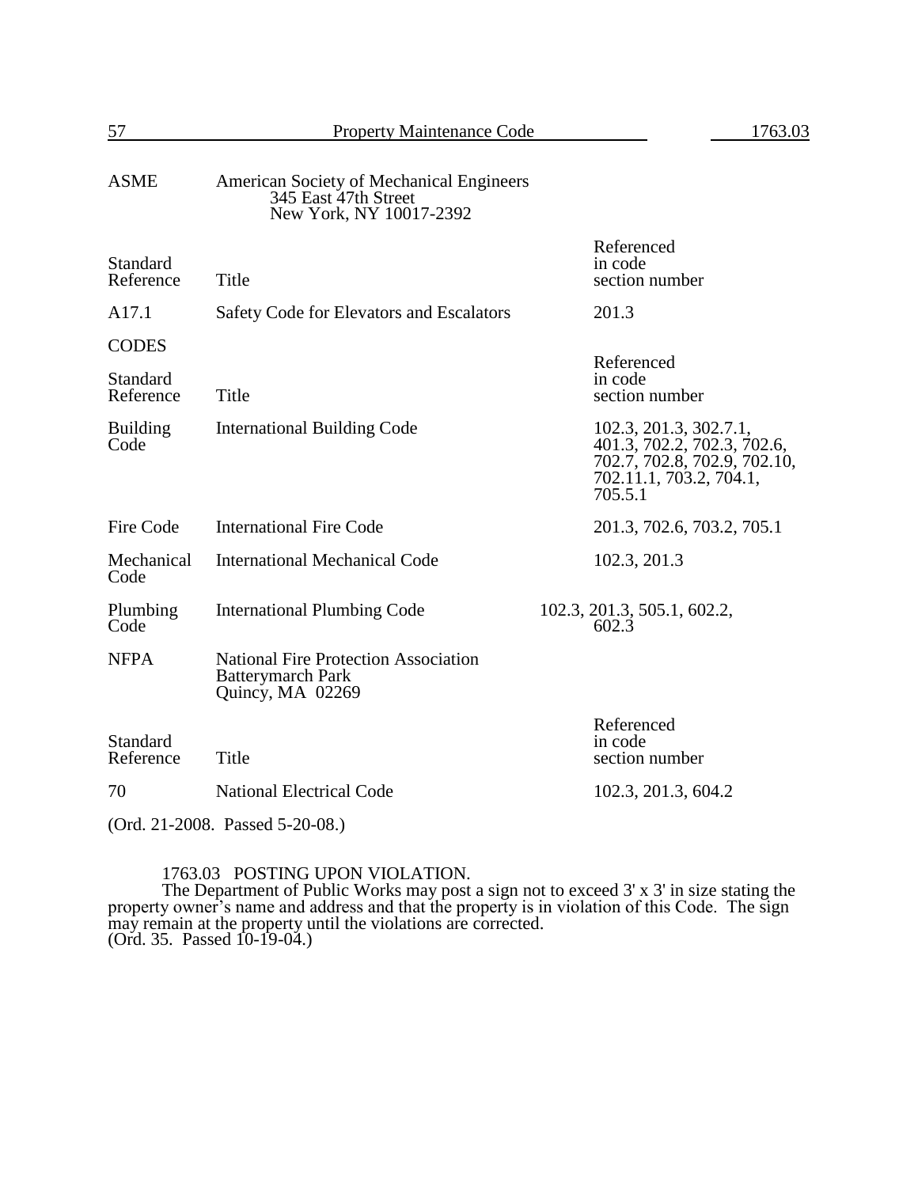ASME American Society of Mechanical Engineers
345 East 47th Street
New York, NY 10017-2392

| Standard Reference | Title | Referenced in code section number |
| --- | --- | --- |
| A17.1 | Safety Code for Elevators and Escalators | 201.3 |

CODES

| Standard Reference | Title | Referenced in code section number |
| --- | --- | --- |
| Building Code | International Building Code | 102.3, 201.3, 302.7.1, 401.3, 702.2, 702.3, 702.6, 702.7, 702.8, 702.9, 702.10, 702.11.1, 703.2, 704.1, 705.5.1 |
| Fire Code | International Fire Code | 201.3, 702.6, 703.2, 705.1 |
| Mechanical Code | International Mechanical Code | 102.3, 201.3 |
| Plumbing Code | International Plumbing Code | 102.3, 201.3, 505.1, 602.2, 602.3 |

NFPA National Fire Protection Association
Batterymarch Park
Quincy, MA 02269

| Standard Reference | Title | Referenced in code section number |
| --- | --- | --- |
| 70 | National Electrical Code | 102.3, 201.3, 604.2 |

(Ord. 21-2008. Passed 5-20-08.)

1763.03 POSTING UPON VIOLATION.

The Department of Public Works may post a sign not to exceed 3' x 3' in size stating the property owner's name and address and that the property is in violation of this Code. The sign may remain at the property until the violations are corrected.
(Ord. 35. Passed 10-19-04.)